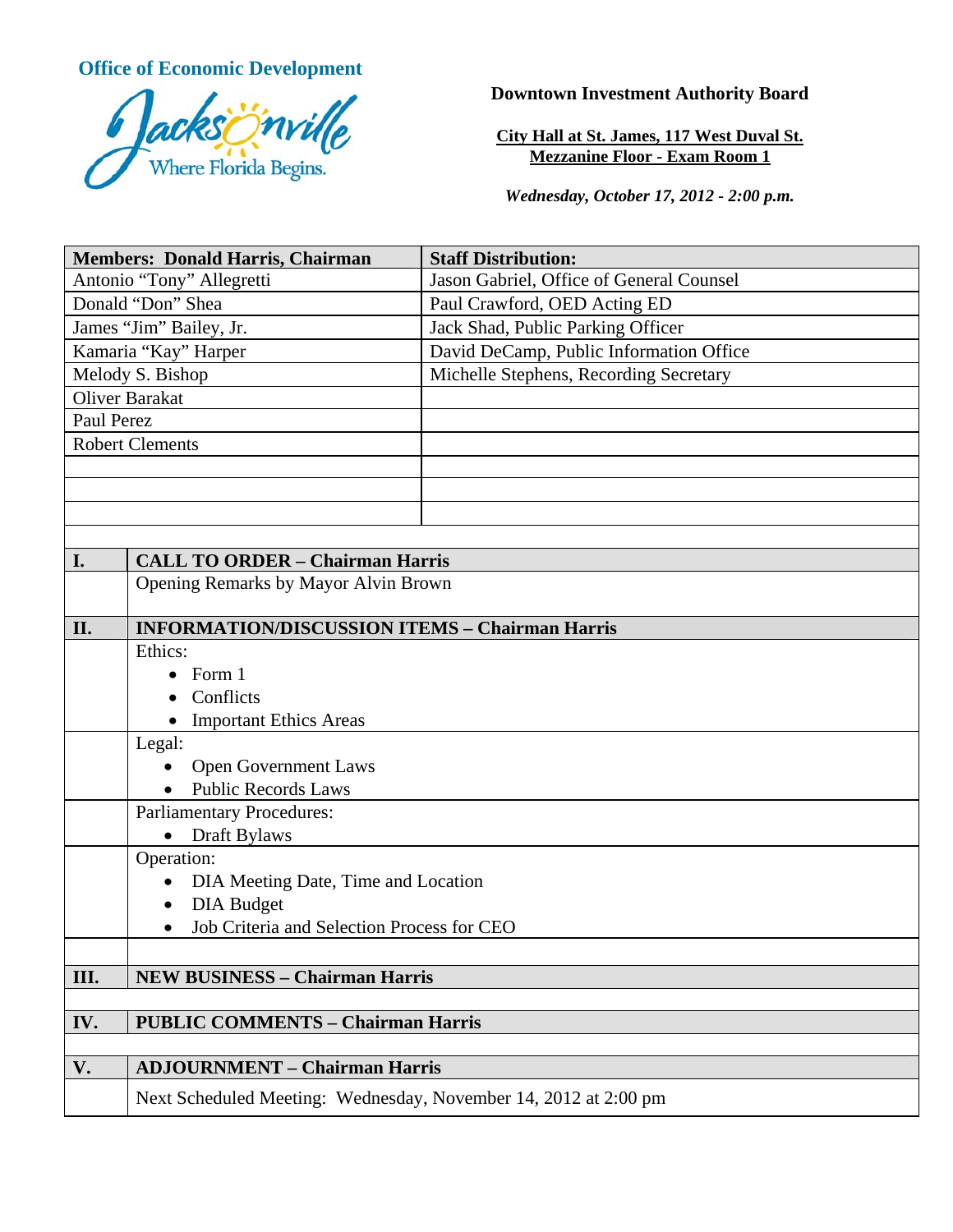**Office of Economic Development**

Jacksonville — Where Florida Begins.

**Downtown Investment Authority Board**

**City Hall at St. James, 117 West Duval St.**
**Mezzanine Floor - Exam Room 1**

***Wednesday, October 17, 2012 - 2:00 p.m.***

| **Members: Donald Harris, Chairman** | **Staff Distribution:** |
|---|---|
| Antonio "Tony" Allegretti | Jason Gabriel, Office of General Counsel |
| Donald "Don" Shea | Paul Crawford, OED Acting ED |
| James "Jim" Bailey, Jr. | Jack Shad, Public Parking Officer |
| Kamaria "Kay" Harper | David DeCamp, Public Information Office |
| Melody S. Bishop | Michelle Stephens, Recording Secretary |
| Oliver Barakat | |
| Paul Perez | |
| Robert Clements | |

| | |
|---|---|
| **I.** | **CALL TO ORDER – Chairman Harris** |
| | Opening Remarks by Mayor Alvin Brown |
| **II.** | **INFORMATION/DISCUSSION ITEMS – Chairman Harris** |
| | Ethics:<br>• Form 1<br>• Conflicts<br>• Important Ethics Areas |
| | Legal:<br>• Open Government Laws<br>• Public Records Laws |
| | Parliamentary Procedures:<br>• Draft Bylaws |
| | Operation:<br>• DIA Meeting Date, Time and Location<br>• DIA Budget<br>• Job Criteria and Selection Process for CEO |
| **III.** | **NEW BUSINESS – Chairman Harris** |
| **IV.** | **PUBLIC COMMENTS – Chairman Harris** |
| **V.** | **ADJOURNMENT – Chairman Harris** |
| | Next Scheduled Meeting: Wednesday, November 14, 2012 at 2:00 pm |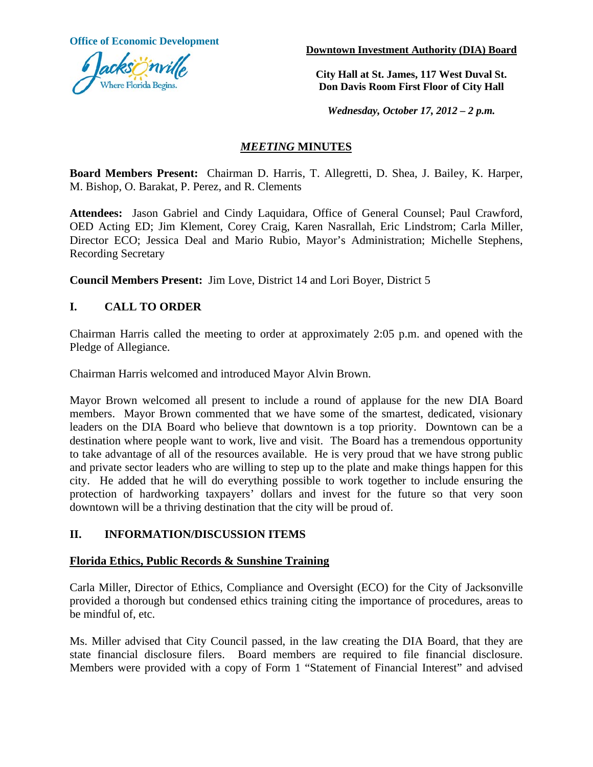**Office of Economic Development**

Jacksonville
Where Florida Begins.

**Downtown Investment Authority (DIA) Board**

**City Hall at St. James, 117 West Duval St.**
**Don Davis Room First Floor of City Hall**

***Wednesday, October 17, 2012 – 2 p.m.***

## *MEETING* MINUTES

**Board Members Present:** Chairman D. Harris, T. Allegretti, D. Shea, J. Bailey, K. Harper, M. Bishop, O. Barakat, P. Perez, and R. Clements

**Attendees:** Jason Gabriel and Cindy Laquidara, Office of General Counsel; Paul Crawford, OED Acting ED; Jim Klement, Corey Craig, Karen Nasrallah, Eric Lindstrom; Carla Miller, Director ECO; Jessica Deal and Mario Rubio, Mayor's Administration; Michelle Stephens, Recording Secretary

**Council Members Present:** Jim Love, District 14 and Lori Boyer, District 5

## I. CALL TO ORDER

Chairman Harris called the meeting to order at approximately 2:05 p.m. and opened with the Pledge of Allegiance.

Chairman Harris welcomed and introduced Mayor Alvin Brown.

Mayor Brown welcomed all present to include a round of applause for the new DIA Board members. Mayor Brown commented that we have some of the smartest, dedicated, visionary leaders on the DIA Board who believe that downtown is a top priority. Downtown can be a destination where people want to work, live and visit. The Board has a tremendous opportunity to take advantage of all of the resources available. He is very proud that we have strong public and private sector leaders who are willing to step up to the plate and make things happen for this city. He added that he will do everything possible to work together to include ensuring the protection of hardworking taxpayers' dollars and invest for the future so that very soon downtown will be a thriving destination that the city will be proud of.

## II. INFORMATION/DISCUSSION ITEMS

### Florida Ethics, Public Records & Sunshine Training

Carla Miller, Director of Ethics, Compliance and Oversight (ECO) for the City of Jacksonville provided a thorough but condensed ethics training citing the importance of procedures, areas to be mindful of, etc.

Ms. Miller advised that City Council passed, in the law creating the DIA Board, that they are state financial disclosure filers. Board members are required to file financial disclosure. Members were provided with a copy of Form 1 "Statement of Financial Interest" and advised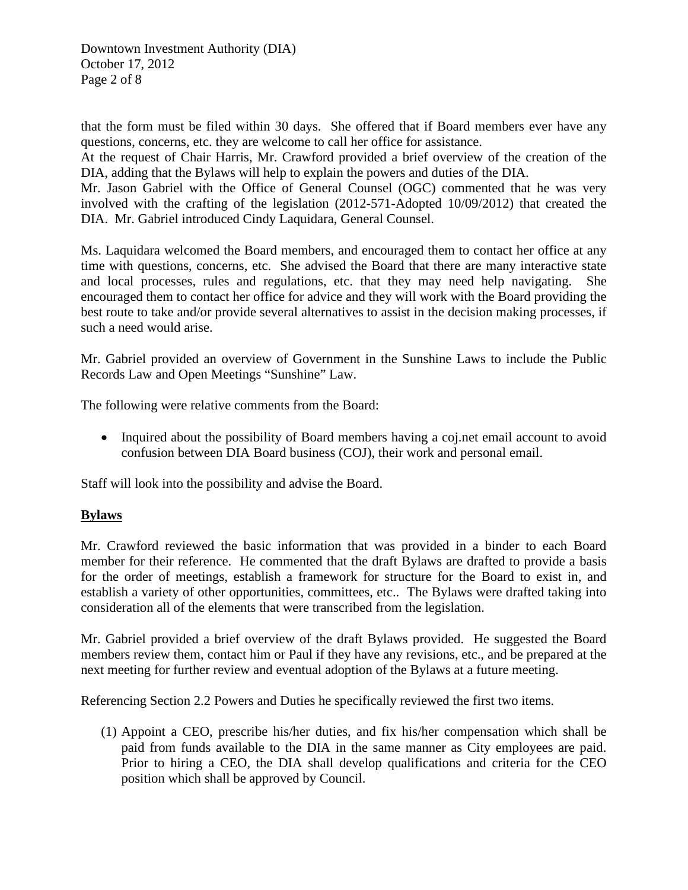that the form must be filed within 30 days. She offered that if Board members ever have any questions, concerns, etc. they are welcome to call her office for assistance.

At the request of Chair Harris, Mr. Crawford provided a brief overview of the creation of the DIA, adding that the Bylaws will help to explain the powers and duties of the DIA.

Mr. Jason Gabriel with the Office of General Counsel (OGC) commented that he was very involved with the crafting of the legislation (2012-571-Adopted 10/09/2012) that created the DIA. Mr. Gabriel introduced Cindy Laquidara, General Counsel.

Ms. Laquidara welcomed the Board members, and encouraged them to contact her office at any time with questions, concerns, etc. She advised the Board that there are many interactive state and local processes, rules and regulations, etc. that they may need help navigating. She encouraged them to contact her office for advice and they will work with the Board providing the best route to take and/or provide several alternatives to assist in the decision making processes, if such a need would arise.

Mr. Gabriel provided an overview of Government in the Sunshine Laws to include the Public Records Law and Open Meetings "Sunshine" Law.

The following were relative comments from the Board:

- Inquired about the possibility of Board members having a coj.net email account to avoid confusion between DIA Board business (COJ), their work and personal email.

Staff will look into the possibility and advise the Board.

**Bylaws**

Mr. Crawford reviewed the basic information that was provided in a binder to each Board member for their reference. He commented that the draft Bylaws are drafted to provide a basis for the order of meetings, establish a framework for structure for the Board to exist in, and establish a variety of other opportunities, committees, etc.. The Bylaws were drafted taking into consideration all of the elements that were transcribed from the legislation.

Mr. Gabriel provided a brief overview of the draft Bylaws provided. He suggested the Board members review them, contact him or Paul if they have any revisions, etc., and be prepared at the next meeting for further review and eventual adoption of the Bylaws at a future meeting.

Referencing Section 2.2 Powers and Duties he specifically reviewed the first two items.

(1) Appoint a CEO, prescribe his/her duties, and fix his/her compensation which shall be paid from funds available to the DIA in the same manner as City employees are paid. Prior to hiring a CEO, the DIA shall develop qualifications and criteria for the CEO position which shall be approved by Council.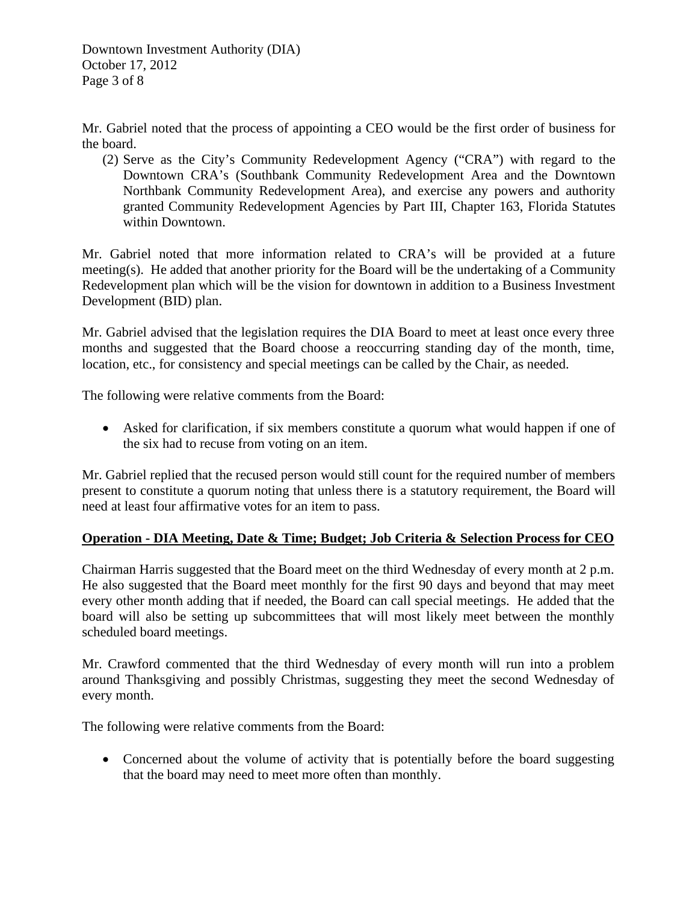Mr. Gabriel noted that the process of appointing a CEO would be the first order of business for the board.

(2) Serve as the City's Community Redevelopment Agency ("CRA") with regard to the Downtown CRA's (Southbank Community Redevelopment Area and the Downtown Northbank Community Redevelopment Area), and exercise any powers and authority granted Community Redevelopment Agencies by Part III, Chapter 163, Florida Statutes within Downtown.

Mr. Gabriel noted that more information related to CRA's will be provided at a future meeting(s). He added that another priority for the Board will be the undertaking of a Community Redevelopment plan which will be the vision for downtown in addition to a Business Investment Development (BID) plan.

Mr. Gabriel advised that the legislation requires the DIA Board to meet at least once every three months and suggested that the Board choose a reoccurring standing day of the month, time, location, etc., for consistency and special meetings can be called by the Chair, as needed.

The following were relative comments from the Board:

- Asked for clarification, if six members constitute a quorum what would happen if one of the six had to recuse from voting on an item.

Mr. Gabriel replied that the recused person would still count for the required number of members present to constitute a quorum noting that unless there is a statutory requirement, the Board will need at least four affirmative votes for an item to pass.

**Operation - DIA Meeting, Date & Time; Budget; Job Criteria & Selection Process for CEO**

Chairman Harris suggested that the Board meet on the third Wednesday of every month at 2 p.m. He also suggested that the Board meet monthly for the first 90 days and beyond that may meet every other month adding that if needed, the Board can call special meetings. He added that the board will also be setting up subcommittees that will most likely meet between the monthly scheduled board meetings.

Mr. Crawford commented that the third Wednesday of every month will run into a problem around Thanksgiving and possibly Christmas, suggesting they meet the second Wednesday of every month.

The following were relative comments from the Board:

- Concerned about the volume of activity that is potentially before the board suggesting that the board may need to meet more often than monthly.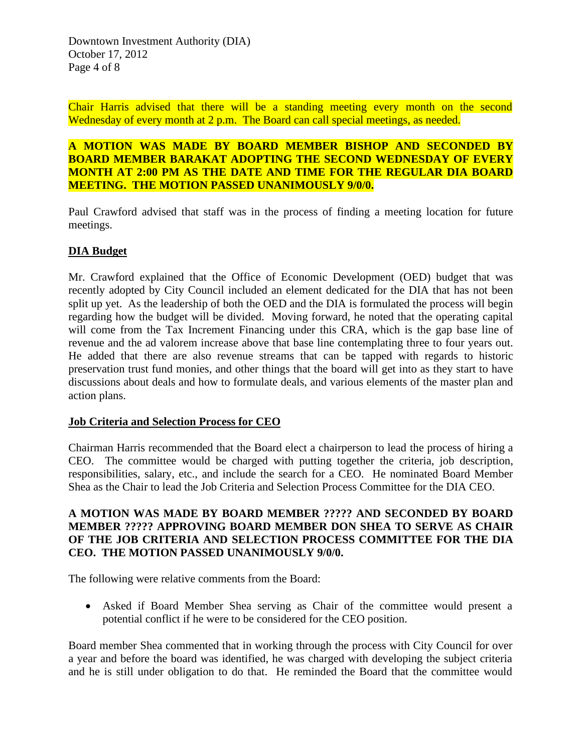Chair Harris advised that there will be a standing meeting every month on the second Wednesday of every month at 2 p.m. The Board can call special meetings, as needed.

**A MOTION WAS MADE BY BOARD MEMBER BISHOP AND SECONDED BY BOARD MEMBER BARAKAT ADOPTING THE SECOND WEDNESDAY OF EVERY MONTH AT 2:00 PM AS THE DATE AND TIME FOR THE REGULAR DIA BOARD MEETING. THE MOTION PASSED UNANIMOUSLY 9/0/0.**

Paul Crawford advised that staff was in the process of finding a meeting location for future meetings.

**DIA Budget**

Mr. Crawford explained that the Office of Economic Development (OED) budget that was recently adopted by City Council included an element dedicated for the DIA that has not been split up yet. As the leadership of both the OED and the DIA is formulated the process will begin regarding how the budget will be divided. Moving forward, he noted that the operating capital will come from the Tax Increment Financing under this CRA, which is the gap base line of revenue and the ad valorem increase above that base line contemplating three to four years out. He added that there are also revenue streams that can be tapped with regards to historic preservation trust fund monies, and other things that the board will get into as they start to have discussions about deals and how to formulate deals, and various elements of the master plan and action plans.

**Job Criteria and Selection Process for CEO**

Chairman Harris recommended that the Board elect a chairperson to lead the process of hiring a CEO. The committee would be charged with putting together the criteria, job description, responsibilities, salary, etc., and include the search for a CEO. He nominated Board Member Shea as the Chair to lead the Job Criteria and Selection Process Committee for the DIA CEO.

**A MOTION WAS MADE BY BOARD MEMBER ????? AND SECONDED BY BOARD MEMBER ????? APPROVING BOARD MEMBER DON SHEA TO SERVE AS CHAIR OF THE JOB CRITERIA AND SELECTION PROCESS COMMITTEE FOR THE DIA CEO. THE MOTION PASSED UNANIMOUSLY 9/0/0.**

The following were relative comments from the Board:

- Asked if Board Member Shea serving as Chair of the committee would present a potential conflict if he were to be considered for the CEO position.

Board member Shea commented that in working through the process with City Council for over a year and before the board was identified, he was charged with developing the subject criteria and he is still under obligation to do that. He reminded the Board that the committee would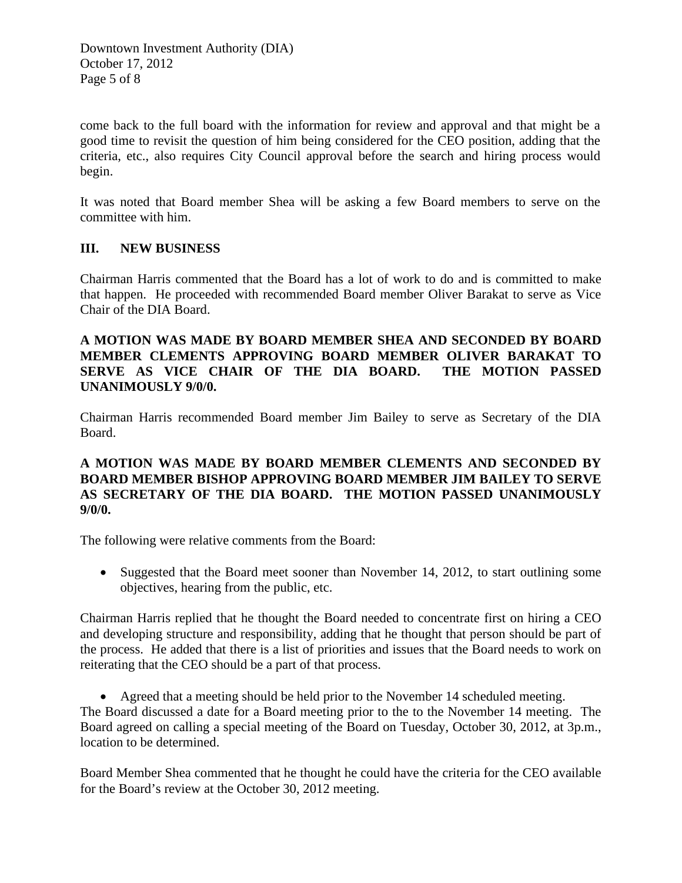come back to the full board with the information for review and approval and that might be a good time to revisit the question of him being considered for the CEO position, adding that the criteria, etc., also requires City Council approval before the search and hiring process would begin.

It was noted that Board member Shea will be asking a few Board members to serve on the committee with him.

## III. NEW BUSINESS

Chairman Harris commented that the Board has a lot of work to do and is committed to make that happen. He proceeded with recommended Board member Oliver Barakat to serve as Vice Chair of the DIA Board.

**A MOTION WAS MADE BY BOARD MEMBER SHEA AND SECONDED BY BOARD MEMBER CLEMENTS APPROVING BOARD MEMBER OLIVER BARAKAT TO SERVE AS VICE CHAIR OF THE DIA BOARD. THE MOTION PASSED UNANIMOUSLY 9/0/0.**

Chairman Harris recommended Board member Jim Bailey to serve as Secretary of the DIA Board.

**A MOTION WAS MADE BY BOARD MEMBER CLEMENTS AND SECONDED BY BOARD MEMBER BISHOP APPROVING BOARD MEMBER JIM BAILEY TO SERVE AS SECRETARY OF THE DIA BOARD. THE MOTION PASSED UNANIMOUSLY 9/0/0.**

The following were relative comments from the Board:

- Suggested that the Board meet sooner than November 14, 2012, to start outlining some objectives, hearing from the public, etc.

Chairman Harris replied that he thought the Board needed to concentrate first on hiring a CEO and developing structure and responsibility, adding that he thought that person should be part of the process. He added that there is a list of priorities and issues that the Board needs to work on reiterating that the CEO should be a part of that process.

- Agreed that a meeting should be held prior to the November 14 scheduled meeting.

The Board discussed a date for a Board meeting prior to the to the November 14 meeting. The Board agreed on calling a special meeting of the Board on Tuesday, October 30, 2012, at 3p.m., location to be determined.

Board Member Shea commented that he thought he could have the criteria for the CEO available for the Board's review at the October 30, 2012 meeting.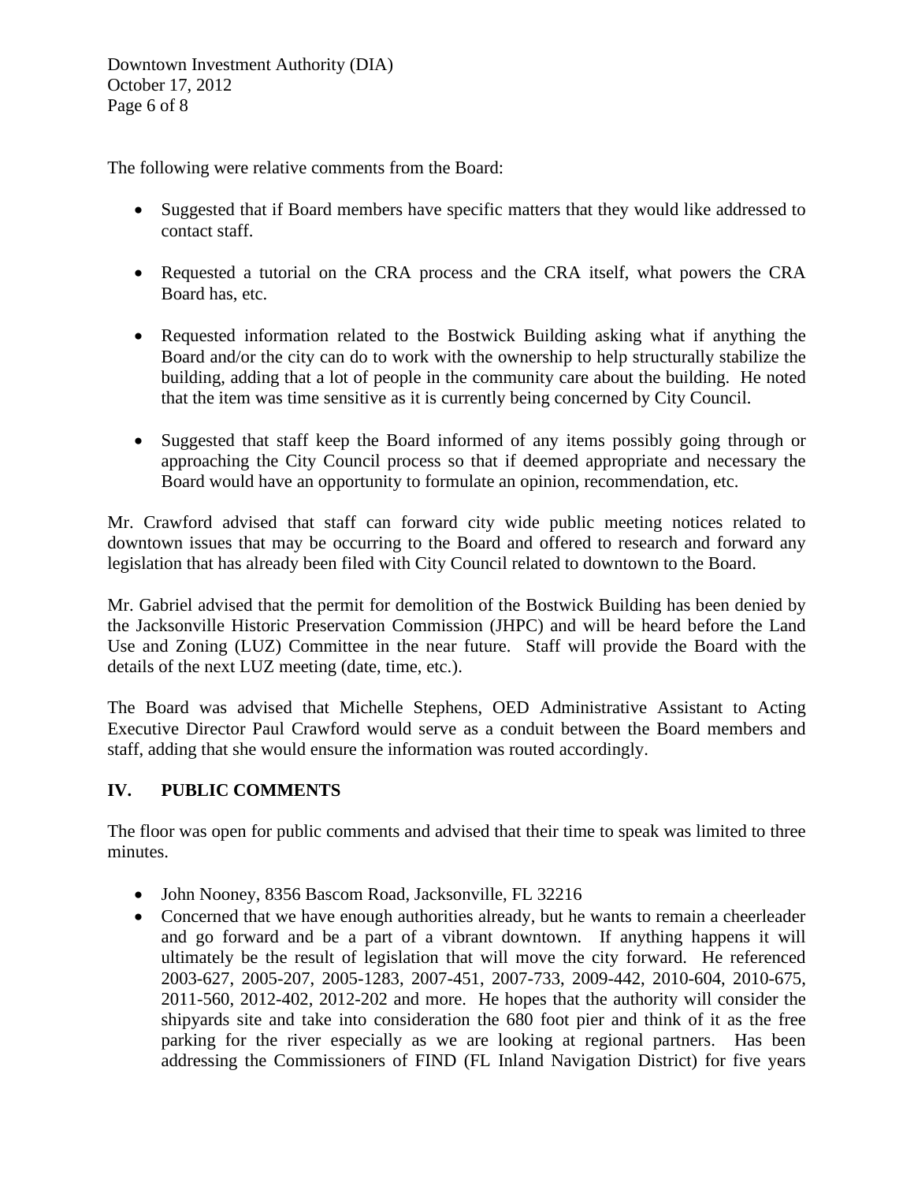The following were relative comments from the Board:

- Suggested that if Board members have specific matters that they would like addressed to contact staff.
- Requested a tutorial on the CRA process and the CRA itself, what powers the CRA Board has, etc.
- Requested information related to the Bostwick Building asking what if anything the Board and/or the city can do to work with the ownership to help structurally stabilize the building, adding that a lot of people in the community care about the building. He noted that the item was time sensitive as it is currently being concerned by City Council.
- Suggested that staff keep the Board informed of any items possibly going through or approaching the City Council process so that if deemed appropriate and necessary the Board would have an opportunity to formulate an opinion, recommendation, etc.

Mr. Crawford advised that staff can forward city wide public meeting notices related to downtown issues that may be occurring to the Board and offered to research and forward any legislation that has already been filed with City Council related to downtown to the Board.

Mr. Gabriel advised that the permit for demolition of the Bostwick Building has been denied by the Jacksonville Historic Preservation Commission (JHPC) and will be heard before the Land Use and Zoning (LUZ) Committee in the near future. Staff will provide the Board with the details of the next LUZ meeting (date, time, etc.).

The Board was advised that Michelle Stephens, OED Administrative Assistant to Acting Executive Director Paul Crawford would serve as a conduit between the Board members and staff, adding that she would ensure the information was routed accordingly.

## IV. PUBLIC COMMENTS

The floor was open for public comments and advised that their time to speak was limited to three minutes.

- John Nooney, 8356 Bascom Road, Jacksonville, FL 32216
- Concerned that we have enough authorities already, but he wants to remain a cheerleader and go forward and be a part of a vibrant downtown. If anything happens it will ultimately be the result of legislation that will move the city forward. He referenced 2003-627, 2005-207, 2005-1283, 2007-451, 2007-733, 2009-442, 2010-604, 2010-675, 2011-560, 2012-402, 2012-202 and more. He hopes that the authority will consider the shipyards site and take into consideration the 680 foot pier and think of it as the free parking for the river especially as we are looking at regional partners. Has been addressing the Commissioners of FIND (FL Inland Navigation District) for five years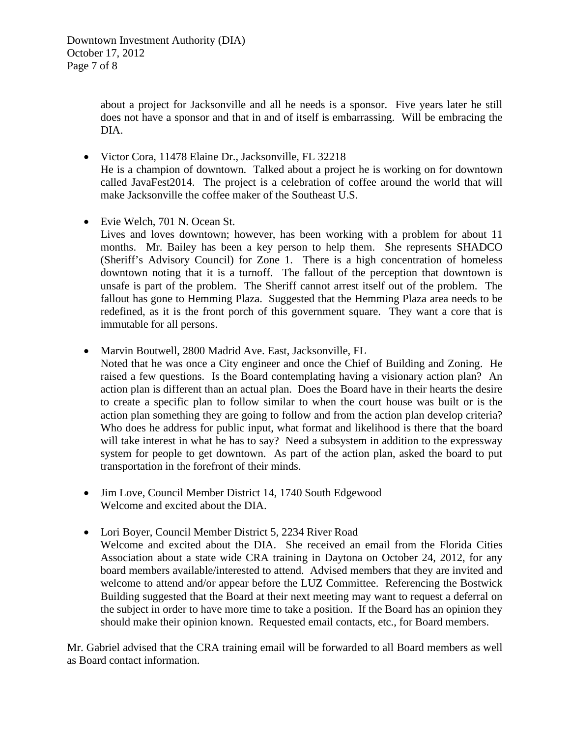about a project for Jacksonville and all he needs is a sponsor. Five years later he still does not have a sponsor and that in and of itself is embarrassing. Will be embracing the DIA.

- Victor Cora, 11478 Elaine Dr., Jacksonville, FL 32218
  He is a champion of downtown. Talked about a project he is working on for downtown called JavaFest2014. The project is a celebration of coffee around the world that will make Jacksonville the coffee maker of the Southeast U.S.

- Evie Welch, 701 N. Ocean St.
  Lives and loves downtown; however, has been working with a problem for about 11 months. Mr. Bailey has been a key person to help them. She represents SHADCO (Sheriff's Advisory Council) for Zone 1. There is a high concentration of homeless downtown noting that it is a turnoff. The fallout of the perception that downtown is unsafe is part of the problem. The Sheriff cannot arrest itself out of the problem. The fallout has gone to Hemming Plaza. Suggested that the Hemming Plaza area needs to be redefined, as it is the front porch of this government square. They want a core that is immutable for all persons.

- Marvin Boutwell, 2800 Madrid Ave. East, Jacksonville, FL
  Noted that he was once a City engineer and once the Chief of Building and Zoning. He raised a few questions. Is the Board contemplating having a visionary action plan? An action plan is different than an actual plan. Does the Board have in their hearts the desire to create a specific plan to follow similar to when the court house was built or is the action plan something they are going to follow and from the action plan develop criteria? Who does he address for public input, what format and likelihood is there that the board will take interest in what he has to say? Need a subsystem in addition to the expressway system for people to get downtown. As part of the action plan, asked the board to put transportation in the forefront of their minds.

- Jim Love, Council Member District 14, 1740 South Edgewood
  Welcome and excited about the DIA.

- Lori Boyer, Council Member District 5, 2234 River Road
  Welcome and excited about the DIA. She received an email from the Florida Cities Association about a state wide CRA training in Daytona on October 24, 2012, for any board members available/interested to attend. Advised members that they are invited and welcome to attend and/or appear before the LUZ Committee. Referencing the Bostwick Building suggested that the Board at their next meeting may want to request a deferral on the subject in order to have more time to take a position. If the Board has an opinion they should make their opinion known. Requested email contacts, etc., for Board members.

Mr. Gabriel advised that the CRA training email will be forwarded to all Board members as well as Board contact information.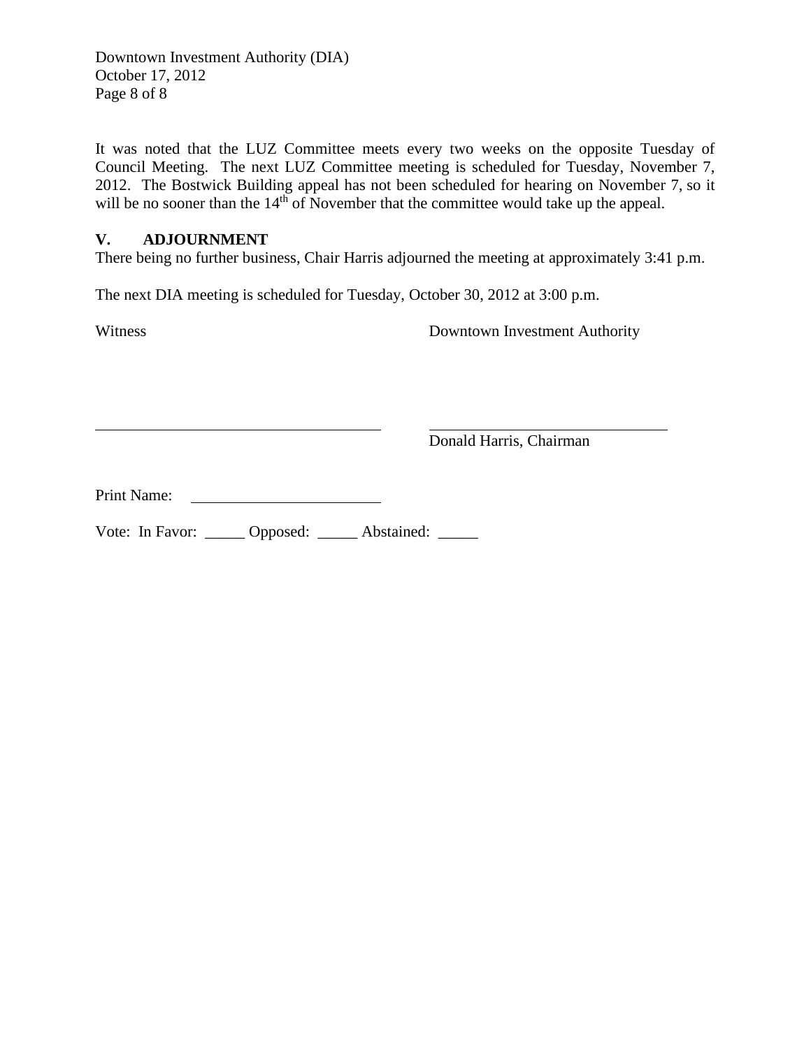It was noted that the LUZ Committee meets every two weeks on the opposite Tuesday of Council Meeting. The next LUZ Committee meeting is scheduled for Tuesday, November 7, 2012. The Bostwick Building appeal has not been scheduled for hearing on November 7, so it will be no sooner than the 14th of November that the committee would take up the appeal.

## V. ADJOURNMENT

There being no further business, Chair Harris adjourned the meeting at approximately 3:41 p.m.

The next DIA meeting is scheduled for Tuesday, October 30, 2012 at 3:00 p.m.

Witness　　　　　　　　　　　　　　　　Downtown Investment Authority

\_\_\_\_\_\_\_\_\_\_\_\_\_\_\_\_\_\_\_\_\_\_\_\_\_\_\_\_\_\_\_\_\_\_\_\_\_　　\_\_\_\_\_\_\_\_\_\_\_\_\_\_\_\_\_\_\_\_\_\_\_\_\_\_\_\_\_\_\_

Donald Harris, Chairman

Print Name: \_\_\_\_\_\_\_\_\_\_\_\_\_\_\_\_\_\_\_\_\_\_\_\_

Vote: In Favor: \_\_\_\_\_ Opposed: \_\_\_\_\_ Abstained: \_\_\_\_\_